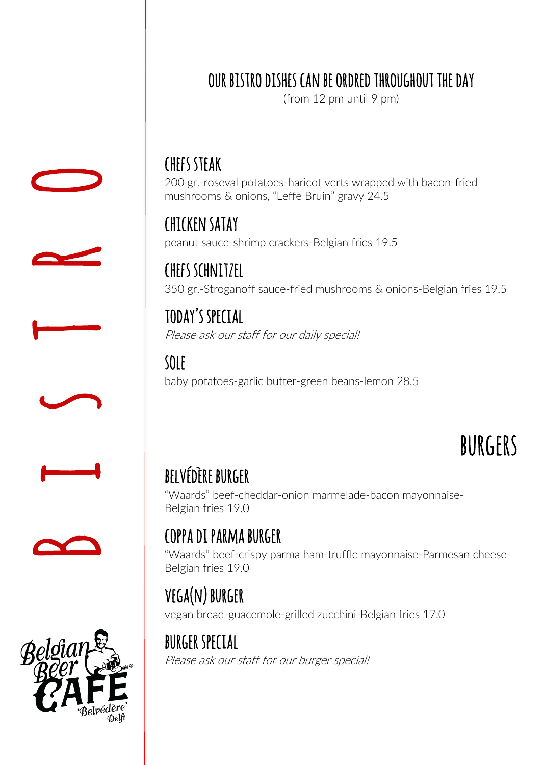# BISTRO

## OUR BISTRO DISHES CAN BE ORDRED THROUGHOUT THE DAY

(from 12 pm until 9 pm)

### CHEFS STEAK

200 gr.-roseval potatoes-haricot verts wrapped with bacon-fried mushrooms & onions, “Leffe Bruin” gravy 24.5

### CHICKEN SATAY

peanut sauce-shrimp crackers-Belgian fries 19.5

### CHEFS SCHNITZEL

350 gr.-Stroganoff sauce-fried mushrooms & onions-Belgian fries 19.5

### TODAY’S SPECIAL

*Please ask our staff for our daily special!*

### SOLE

baby potatoes-garlic butter-green beans-lemon 28.5

## BURGERS

### BELVÉDÈRE BURGER

“Waards” beef-cheddar-onion marmelade-bacon mayonnaise-Belgian fries 19.0

### COPPA DI PARMA BURGER

“Waards” beef-crispy parma ham-truffle mayonnaise-Parmesan cheese-Belgian fries 19.0

### VEGA(N) BURGER

vegan bread-guacemole-grilled zucchini-Belgian fries 17.0

### BURGER SPECIAL

*Please ask our staff for our burger special!*

Belgian Beer CAFE ‘Belvédère’ Delft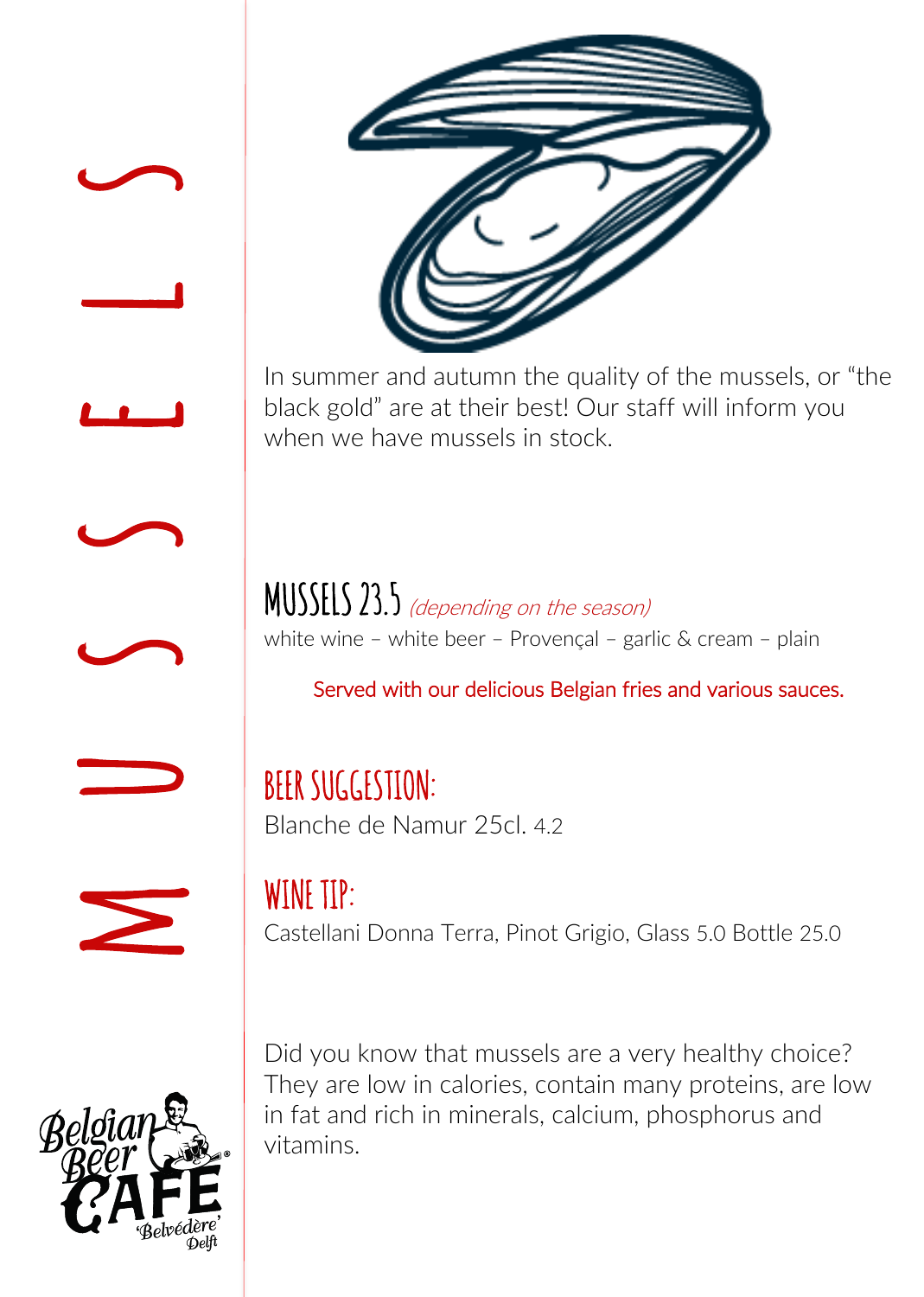# MUSSELS

In summer and autumn the quality of the mussels, or "the black gold" are at their best! Our staff will inform you when we have mussels in stock.

## MUSSELS 23.5 *(depending on the season)*

white wine – white beer – Provençal – garlic & cream – plain

Served with our delicious Belgian fries and various sauces.

## BEER SUGGESTION:

Blanche de Namur 25cl. 4.2

## WINE TIP:

Castellani Donna Terra, Pinot Grigio, Glass 5.0 Bottle 25.0

Did you know that mussels are a very healthy choice? They are low in calories, contain many proteins, are low in fat and rich in minerals, calcium, phosphorus and vitamins.

Belgian Beer CAFE® 'Belvédère' Delft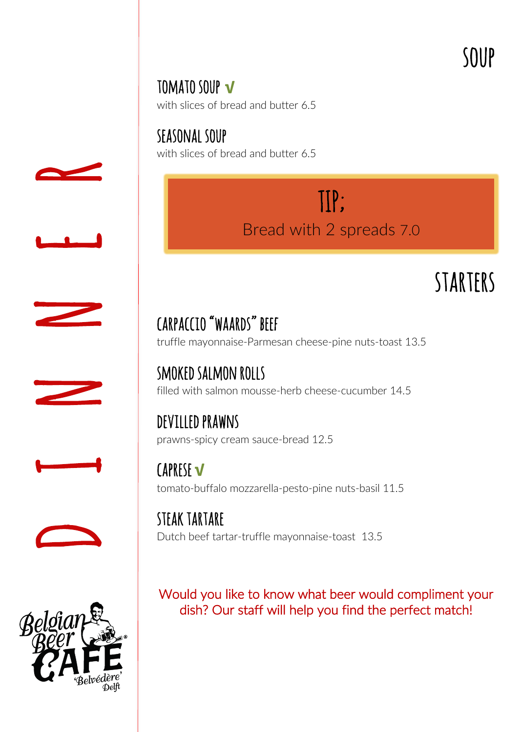# DINNER

## SOUP

### TOMATO SOUP √

with slices of bread and butter 6.5

### SEASONAL SOUP

with slices of bread and butter 6.5

**TIP;**

Bread with 2 spreads 7.0

## STARTERS

### CARPACCIO "WAARDS" BEEF

truffle mayonnaise-Parmesan cheese-pine nuts-toast 13.5

### SMOKED SALMON ROLLS

filled with salmon mousse-herb cheese-cucumber 14.5

### DEVILLED PRAWNS

prawns-spicy cream sauce-bread 12.5

### CAPRESE √

tomato-buffalo mozzarella-pesto-pine nuts-basil 11.5

### STEAK TARTARE

Dutch beef tartar-truffle mayonnaise-toast 13.5

Would you like to know what beer would compliment your dish? Our staff will help you find the perfect match!

Belgian Beer CAFE 'Belvédère' Delft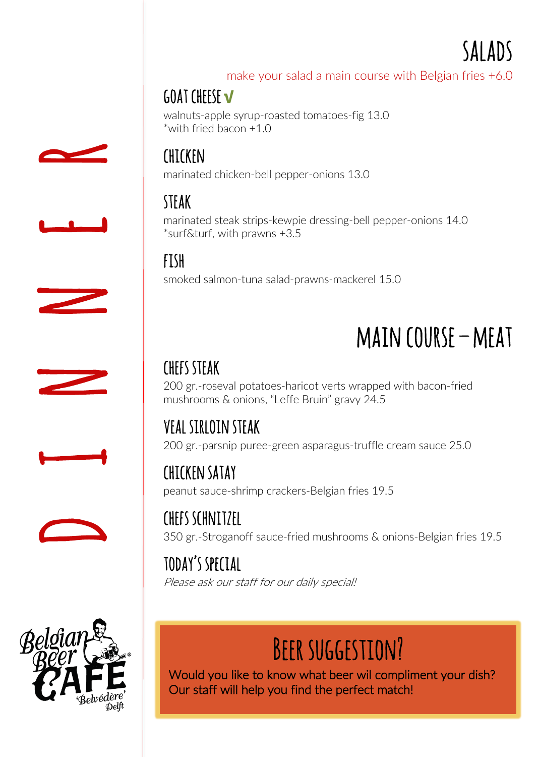# DINNER

## SALADS

make your salad a main course with Belgian fries +6.0

### GOAT CHEESE √

walnuts-apple syrup-roasted tomatoes-fig 13.0
*with fried bacon +1.0

### CHICKEN

marinated chicken-bell pepper-onions 13.0

### STEAK

marinated steak strips-kewpie dressing-bell pepper-onions 14.0
*surf&turf, with prawns +3.5

### FISH

smoked salmon-tuna salad-prawns-mackerel 15.0

## MAIN COURSE – MEAT

### CHEFS STEAK

200 gr.-roseval potatoes-haricot verts wrapped with bacon-fried mushrooms & onions, "Leffe Bruin" gravy 24.5

### VEAL SIRLOIN STEAK

200 gr.-parsnip puree-green asparagus-truffle cream sauce 25.0

### CHICKEN SATAY

peanut sauce-shrimp crackers-Belgian fries 19.5

### CHEFS SCHNITZEL

350 gr.-Stroganoff sauce-fried mushrooms & onions-Belgian fries 19.5

### TODAY'S SPECIAL

*Please ask our staff for our daily special!*

Belgian Beer Café 'Belvédère' Delft

## BEER SUGGESTION?

Would you like to know what beer wil compliment your dish?
Our staff will help you find the perfect match!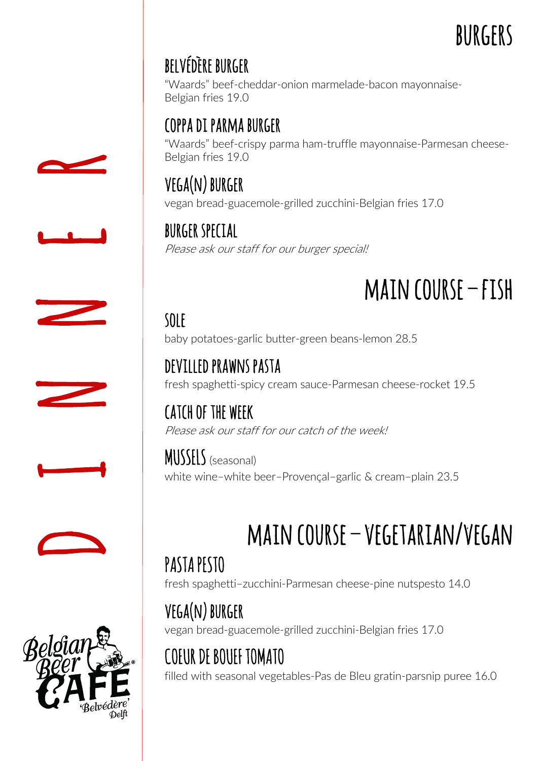# DINNER

## BURGERS

### BELVÉDÈRE BURGER

“Waards” beef-cheddar-onion marmelade-bacon mayonnaise-Belgian fries 19.0

### COPPA DI PARMA BURGER

“Waards” beef-crispy parma ham-truffle mayonnaise-Parmesan cheese-Belgian fries 19.0

### VEGA(N) BURGER

vegan bread-guacemole-grilled zucchini-Belgian fries 17.0

### BURGER SPECIAL

*Please ask our staff for our burger special!*

## MAIN COURSE – FISH

### SOLE

baby potatoes-garlic butter-green beans-lemon 28.5

### DEVILLED PRAWNS PASTA

fresh spaghetti-spicy cream sauce-Parmesan cheese-rocket 19.5

### CATCH OF THE WEEK

*Please ask our staff for our catch of the week!*

### MUSSELS (seasonal)

white wine–white beer–Provençal–garlic & cream–plain 23.5

## MAIN COURSE – VEGETARIAN/VEGAN

### PASTA PESTO

fresh spaghetti–zucchini-Parmesan cheese-pine nutspesto 14.0

### VEGA(N) BURGER

vegan bread-guacemole-grilled zucchini-Belgian fries 17.0

### COEUR DE BOUEF TOMATO

filled with seasonal vegetables-Pas de Bleu gratin-parsnip puree 16.0

Belgian Beer Café ‘Belvédère’ Delft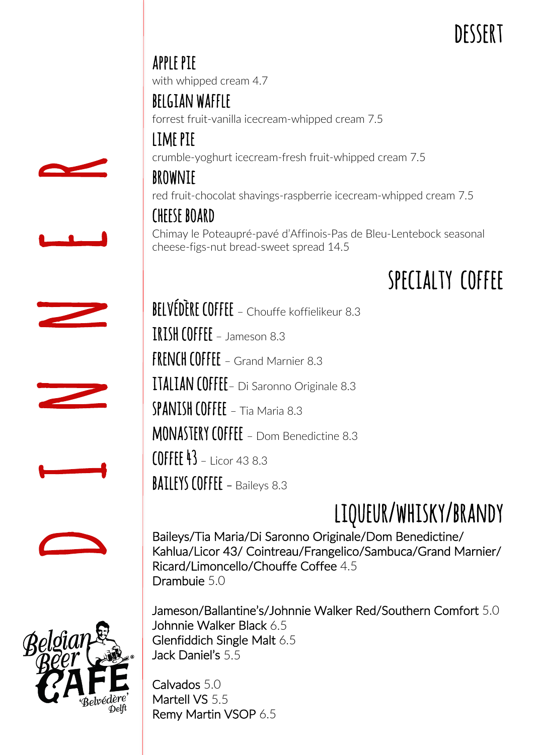# DINNER

## DESSERT

### APPLE PIE
with whipped cream 4.7

### BELGIAN WAFFLE
forrest fruit-vanilla icecream-whipped cream 7.5

### LIME PIE
crumble-yoghurt icecream-fresh fruit-whipped cream 7.5

### BROWNIE
red fruit-chocolat shavings-raspberrie icecream-whipped cream 7.5

### CHEESE BOARD
Chimay le Poteaupré-pavé d'Affinois-Pas de Bleu-Lentebock seasonal cheese-figs-nut bread-sweet spread 14.5

## SPECIALTY COFFEE

**BELVÉDÈRE COFFEE** – Chouffe koffielikeur 8.3

**IRISH COFFEE** – Jameson 8.3

**FRENCH COFFEE** – Grand Marnier 8.3

**ITALIAN COFFEE**– Di Saronno Originale 8.3

**SPANISH COFFEE** – Tia Maria 8.3

**MONASTERY COFFEE** – Dom Benedictine 8.3

**COFFEE 43** – Licor 43 8.3

**BAILEYS COFFEE** – Baileys 8.3

## LIQUEUR/WHISKY/BRANDY

Baileys/Tia Maria/Di Saronno Originale/Dom Benedictine/Kahlua/Licor 43/ Cointreau/Frangelico/Sambuca/Grand Marnier/Ricard/Limoncello/Chouffe Coffee 4.5
Drambuie 5.0

Jameson/Ballantine's/Johnnie Walker Red/Southern Comfort 5.0
Johnnie Walker Black 6.5
Glenfiddich Single Malt 6.5
Jack Daniel's 5.5

Calvados 5.0
Martell VS 5.5
Remy Martin VSOP 6.5

Belgian Beer CAFE 'Belvédère' Delft